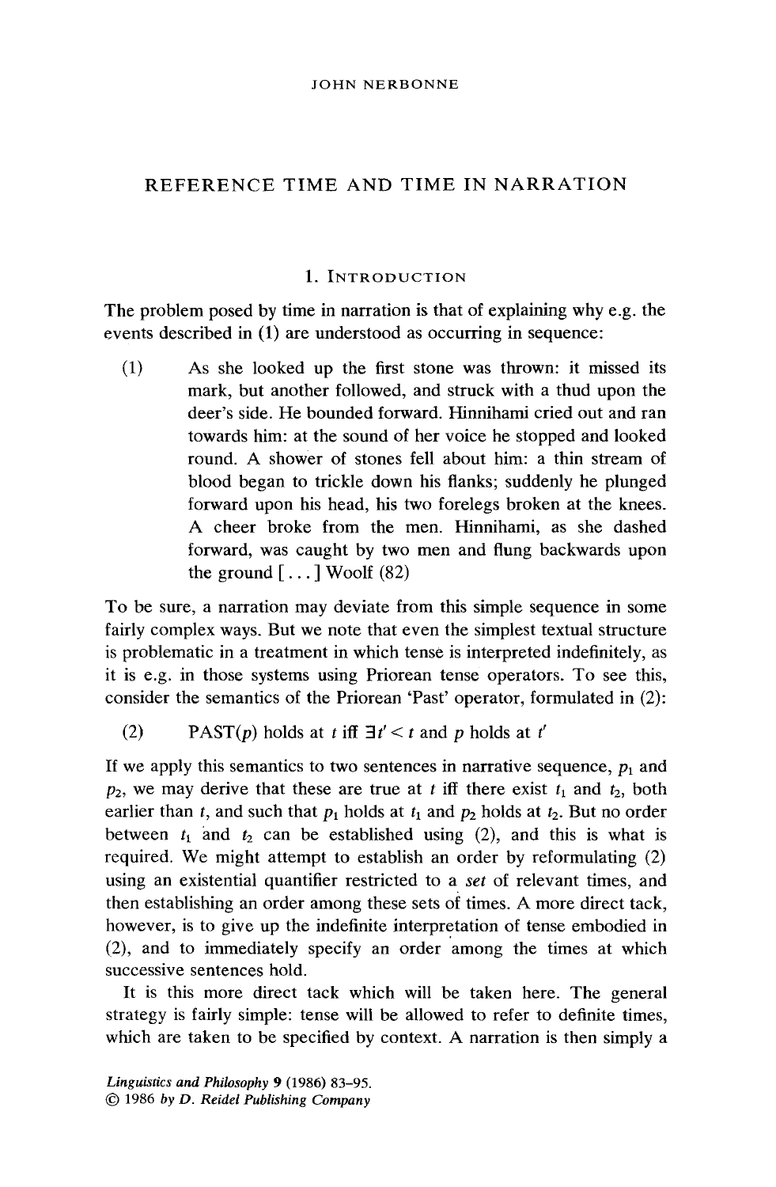JOHN NERBONNE

# REFERENCE TIME AND TIME IN NARRATION

## 1. Introduction

The problem posed by time in narration is that of explaining why e.g. the events described in (1) are understood as occurring in sequence:

(1) As she looked up the first stone was thrown: it missed its mark, but another followed, and struck with a thud upon the deer's side. He bounded forward. Hinnihami cried out and ran towards him: at the sound of her voice he stopped and looked round. A shower of stones fell about him: a thin stream of blood began to trickle down his flanks; suddenly he plunged forward upon his head, his two forelegs broken at the knees. A cheer broke from the men. Hinnihami, as she dashed forward, was caught by two men and flung backwards upon the ground [...] Woolf (82)

To be sure, a narration may deviate from this simple sequence in some fairly complex ways. But we note that even the simplest textual structure is problematic in a treatment in which tense is interpreted indefinitely, as it is e.g. in those systems using Priorean tense operators. To see this, consider the semantics of the Priorean 'Past' operator, formulated in (2):

(2) $\text{PAST}(p)$ holds at $t$ iff $\exists t' < t$ and $p$ holds at $t'$

If we apply this semantics to two sentences in narrative sequence, $p_1$ and $p_2$, we may derive that these are true at $t$ iff there exist $t_1$ and $t_2$, both earlier than $t$, and such that $p_1$ holds at $t_1$ and $p_2$ holds at $t_2$. But no order between $t_1$ and $t_2$ can be established using (2), and this is what is required. We might attempt to establish an order by reformulating (2) using an existential quantifier restricted to a *set* of relevant times, and then establishing an order among these sets of times. A more direct tack, however, is to give up the indefinite interpretation of tense embodied in (2), and to immediately specify an order among the times at which successive sentences hold.

It is this more direct tack which will be taken here. The general strategy is fairly simple: tense will be allowed to refer to definite times, which are taken to be specified by context. A narration is then simply a

*Linguistics and Philosophy* **9** (1986) 83–95.
© 1986 *by D. Reidel Publishing Company*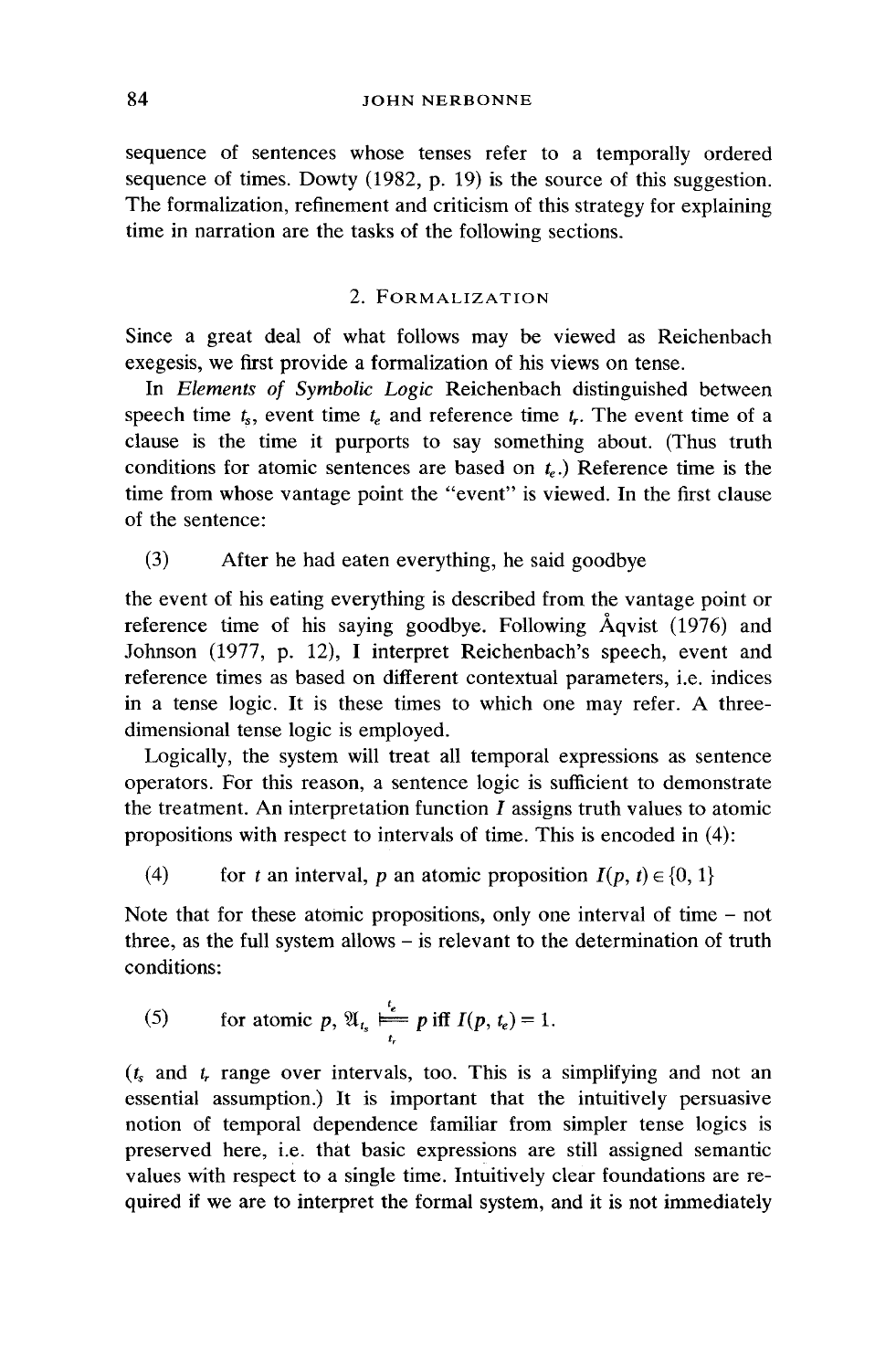sequence of sentences whose tenses refer to a temporally ordered sequence of times. Dowty (1982, p. 19) is the source of this suggestion. The formalization, refinement and criticism of this strategy for explaining time in narration are the tasks of the following sections.

## 2. Formalization

Since a great deal of what follows may be viewed as Reichenbach exegesis, we first provide a formalization of his views on tense.

In *Elements of Symbolic Logic* Reichenbach distinguished between speech time $t_s$, event time $t_e$ and reference time $t_r$. The event time of a clause is the time it purports to say something about. (Thus truth conditions for atomic sentences are based on $t_e$.) Reference time is the time from whose vantage point the "event" is viewed. In the first clause of the sentence:

(3) After he had eaten everything, he said goodbye

the event of his eating everything is described from the vantage point or reference time of his saying goodbye. Following Åqvist (1976) and Johnson (1977, p. 12), I interpret Reichenbach's speech, event and reference times as based on different contextual parameters, i.e. indices in a tense logic. It is these times to which one may refer. A three-dimensional tense logic is employed.

Logically, the system will treat all temporal expressions as sentence operators. For this reason, a sentence logic is sufficient to demonstrate the treatment. An interpretation function $I$ assigns truth values to atomic propositions with respect to intervals of time. This is encoded in (4):

(4) for $t$ an interval, $p$ an atomic proposition $I(p, t) \in \{0, 1\}$

Note that for these atomic propositions, only one interval of time – not three, as the full system allows – is relevant to the determination of truth conditions:

(5) for atomic $p$, $\mathfrak{A}_{t_s} \underset{t_r}{\overset{t_e}{\models}} p$ iff $I(p, t_e) = 1$.

($t_s$ and $t_r$ range over intervals, too. This is a simplifying and not an essential assumption.) It is important that the intuitively persuasive notion of temporal dependence familiar from simpler tense logics is preserved here, i.e. that basic expressions are still assigned semantic values with respect to a single time. Intuitively clear foundations are required if we are to interpret the formal system, and it is not immediately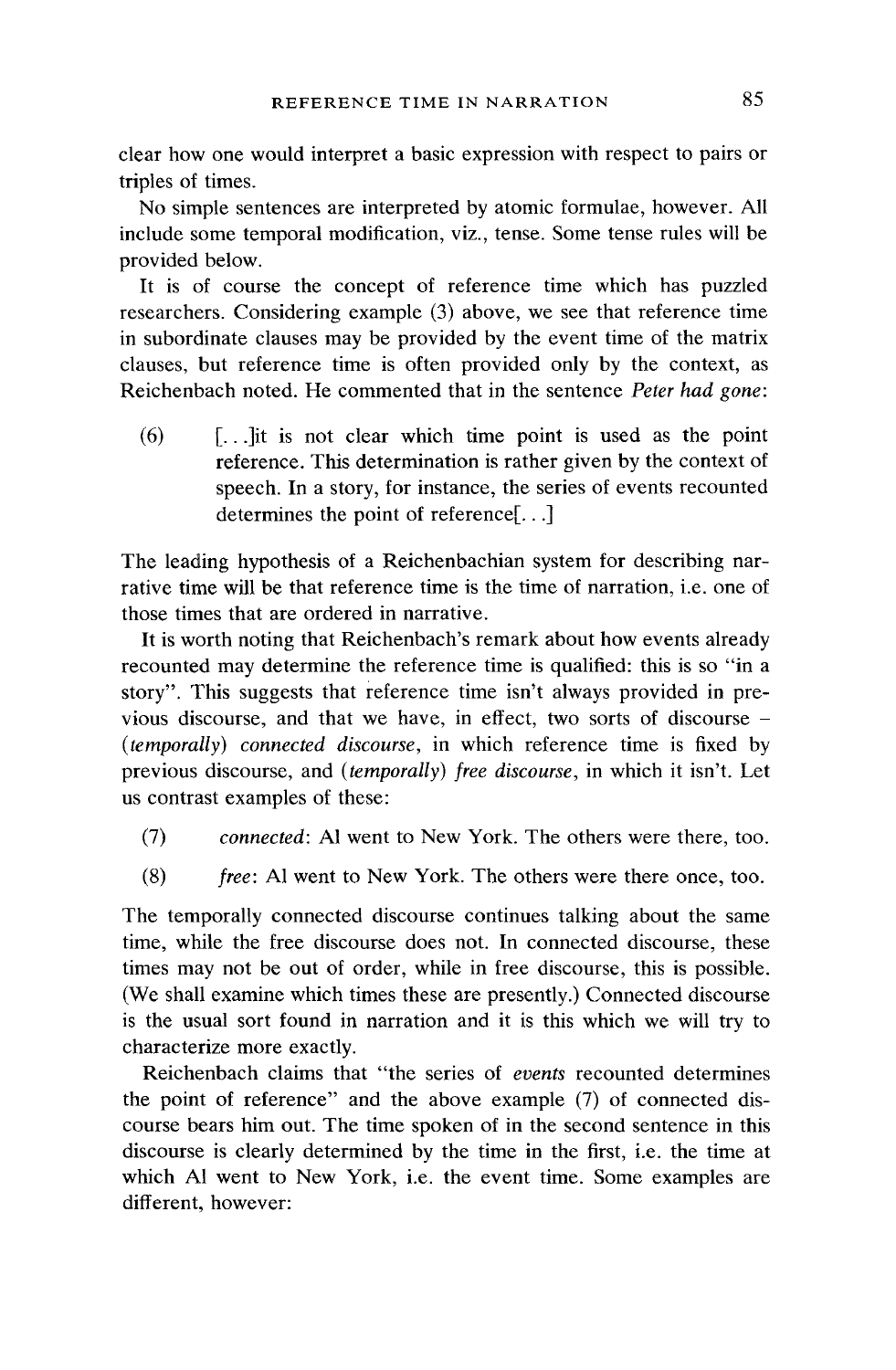clear how one would interpret a basic expression with respect to pairs or triples of times.

No simple sentences are interpreted by atomic formulae, however. All include some temporal modification, viz., tense. Some tense rules will be provided below.

It is of course the concept of reference time which has puzzled researchers. Considering example (3) above, we see that reference time in subordinate clauses may be provided by the event time of the matrix clauses, but reference time is often provided only by the context, as Reichenbach noted. He commented that in the sentence *Peter had gone*:

(6) [...]it is not clear which time point is used as the point reference. This determination is rather given by the context of speech. In a story, for instance, the series of events recounted determines the point of reference[...]

The leading hypothesis of a Reichenbachian system for describing narrative time will be that reference time is the time of narration, i.e. one of those times that are ordered in narrative.

It is worth noting that Reichenbach's remark about how events already recounted may determine the reference time is qualified: this is so "in a story". This suggests that reference time isn't always provided in previous discourse, and that we have, in effect, two sorts of discourse – (*temporally*) *connected discourse*, in which reference time is fixed by previous discourse, and (*temporally*) *free discourse*, in which it isn't. Let us contrast examples of these:

(7) *connected*: Al went to New York. The others were there, too.

(8) *free*: Al went to New York. The others were there once, too.

The temporally connected discourse continues talking about the same time, while the free discourse does not. In connected discourse, these times may not be out of order, while in free discourse, this is possible. (We shall examine which times these are presently.) Connected discourse is the usual sort found in narration and it is this which we will try to characterize more exactly.

Reichenbach claims that "the series of *events* recounted determines the point of reference" and the above example (7) of connected discourse bears him out. The time spoken of in the second sentence in this discourse is clearly determined by the time in the first, i.e. the time at which Al went to New York, i.e. the event time. Some examples are different, however: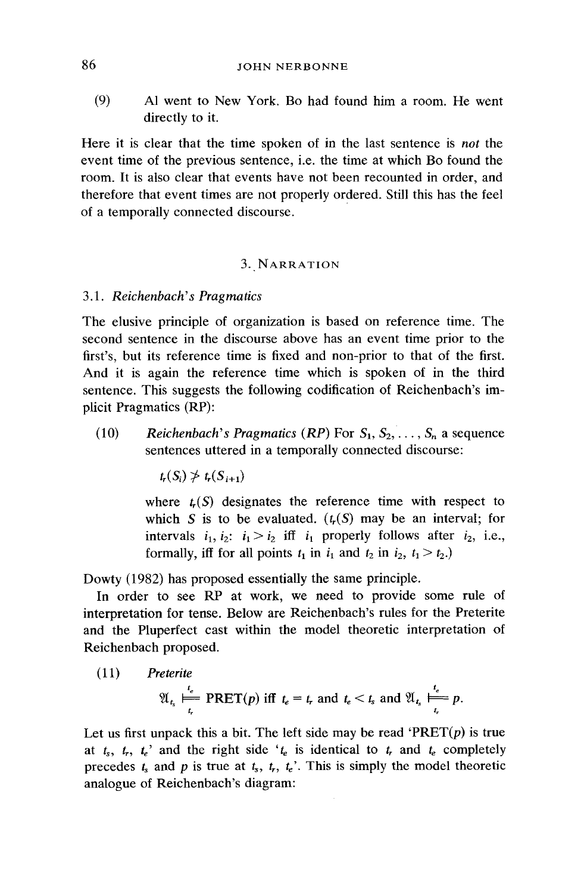(9) Al went to New York. Bo had found him a room. He went directly to it.

Here it is clear that the time spoken of in the last sentence is *not* the event time of the previous sentence, i.e. the time at which Bo found the room. It is also clear that events have not been recounted in order, and therefore that event times are not properly ordered. Still this has the feel of a temporally connected discourse.

## 3. Narration

### 3.1. *Reichenbach's Pragmatics*

The elusive principle of organization is based on reference time. The second sentence in the discourse above has an event time prior to the first's, but its reference time is fixed and non-prior to that of the first. And it is again the reference time which is spoken of in the third sentence. This suggests the following codification of Reichenbach's implicit Pragmatics (RP):

(10) *Reichenbach's Pragmatics (RP)* For $S_1, S_2, \ldots, S_n$ a sequence sentences uttered in a temporally connected discourse:

$$t_r(S_i) \not> t_r(S_{i+1})$$

where $t_r(S)$ designates the reference time with respect to which $S$ is to be evaluated. ($t_r(S)$ may be an interval; for intervals $i_1, i_2$: $i_1 > i_2$ iff $i_1$ properly follows after $i_2$, i.e., formally, iff for all points $t_1$ in $i_1$ and $t_2$ in $i_2$, $t_1 > t_2$.)

Dowty (1982) has proposed essentially the same principle.

In order to see RP at work, we need to provide some rule of interpretation for tense. Below are Reichenbach's rules for the Preterite and the Pluperfect cast within the model theoretic interpretation of Reichenbach proposed.

(11) *Preterite*

$$\mathfrak{A}_{t_s} \underset{t_r}{\overset{t_e}{\models}} \text{PRET}(p) \text{ iff } t_e = t_r \text{ and } t_e < t_s \text{ and } \mathfrak{A}_{t_s} \underset{t_r}{\overset{t_e}{\models}} p.$$

Let us first unpack this a bit. The left side may be read 'PRET($p$) is true at $t_s$, $t_r$, $t_e$' and the right side '$t_e$ is identical to $t_r$ and $t_e$ completely precedes $t_s$ and $p$ is true at $t_s$, $t_r$, $t_e$'. This is simply the model theoretic analogue of Reichenbach's diagram: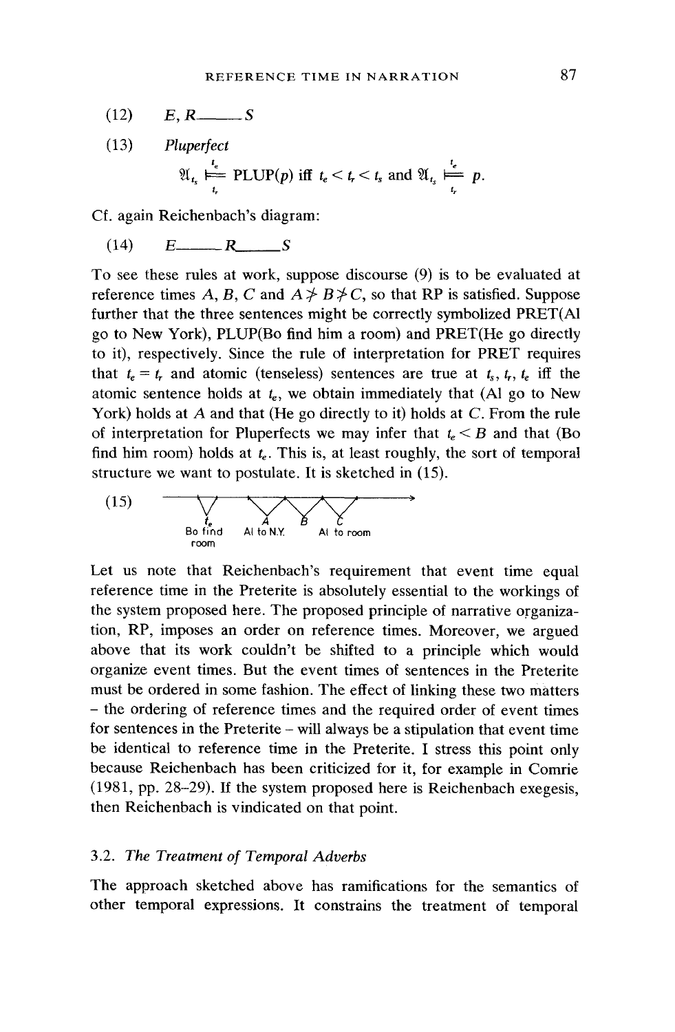(12) $E, R$ \_\_\_\_ $S$

(13) *Pluperfect*

$$\mathfrak{A}_{t_s} \overset{t_e}{\underset{t_r}{\models}} \text{PLUP}(p) \text{ iff } t_e < t_r < t_s \text{ and } \mathfrak{A}_{t_s} \overset{t_e}{\underset{t_r}{\models}} p.$$

Cf. again Reichenbach's diagram:

(14) $E$ \_\_\_\_ $R$ \_\_\_\_ $S$

To see these rules at work, suppose discourse (9) is to be evaluated at reference times $A$, $B$, $C$ and $A \not> B \not> C$, so that RP is satisfied. Suppose further that the three sentences might be correctly symbolized PRET(Al go to New York), PLUP(Bo find him a room) and PRET(He go directly to it), respectively. Since the rule of interpretation for PRET requires that $t_e = t_r$ and atomic (tenseless) sentences are true at $t_s$, $t_r$, $t_e$ iff the atomic sentence holds at $t_e$, we obtain immediately that (Al go to New York) holds at $A$ and that (He go directly to it) holds at $C$. From the rule of interpretation for Pluperfects we may infer that $t_e < B$ and that (Bo find him room) holds at $t_e$. This is, at least roughly, the sort of temporal structure we want to postulate. It is sketched in (15).

(15) [diagram: timeline with points $t_e$ (Bo find room), $A$ (Al to N.Y.), $B$, $C$ (Al to room)]

Let us note that Reichenbach's requirement that event time equal reference time in the Preterite is absolutely essential to the workings of the system proposed here. The proposed principle of narrative organization, RP, imposes an order on reference times. Moreover, we argued above that its work couldn't be shifted to a principle which would organize event times. But the event times of sentences in the Preterite must be ordered in some fashion. The effect of linking these two matters – the ordering of reference times and the required order of event times for sentences in the Preterite – will always be a stipulation that event time be identical to reference time in the Preterite. I stress this point only because Reichenbach has been criticized for it, for example in Comrie (1981, pp. 28–29). If the system proposed here is Reichenbach exegesis, then Reichenbach is vindicated on that point.

### 3.2. *The Treatment of Temporal Adverbs*

The approach sketched above has ramifications for the semantics of other temporal expressions. It constrains the treatment of temporal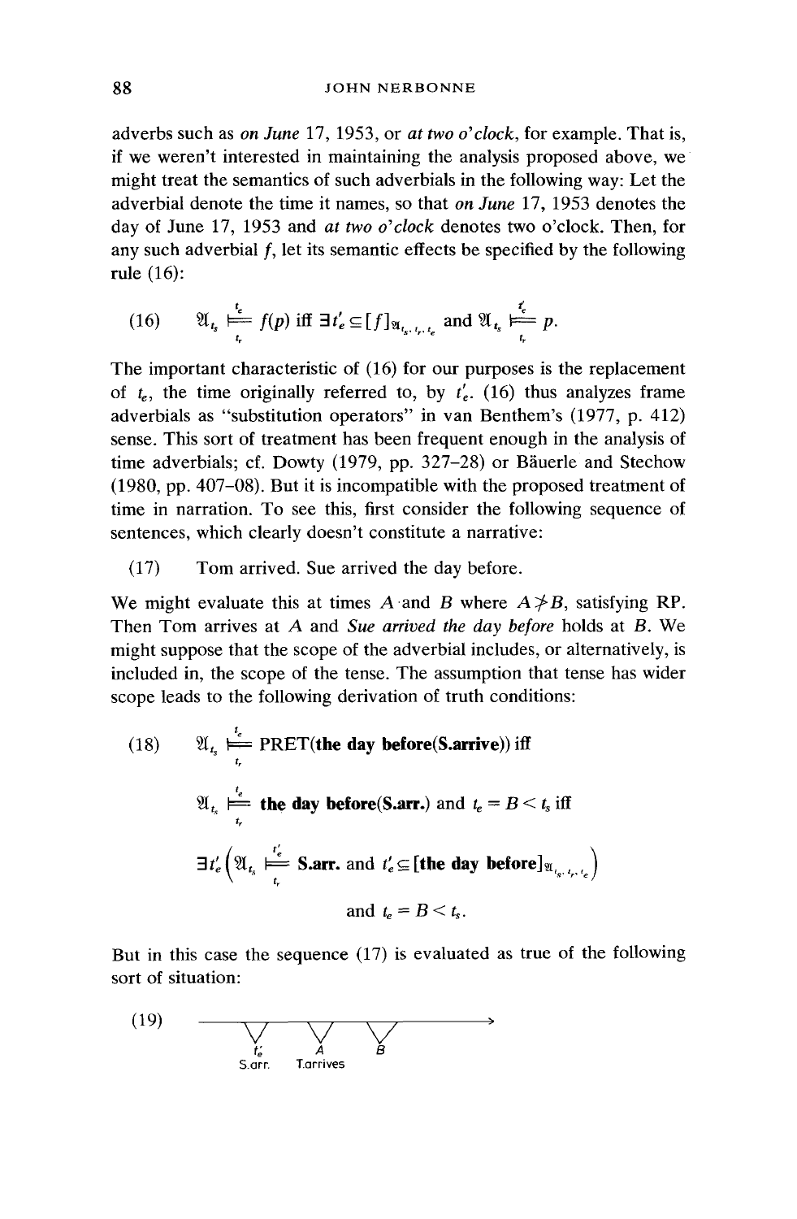adverbs such as *on June* 17, 1953, or *at two o'clock*, for example. That is, if we weren't interested in maintaining the analysis proposed above, we might treat the semantics of such adverbials in the following way: Let the adverbial denote the time it names, so that *on June* 17, 1953 denotes the day of June 17, 1953 and *at two o'clock* denotes two o'clock. Then, for any such adverbial $f$, let its semantic effects be specified by the following rule (16):

$$(16) \quad \mathfrak{A}_{t_s} \overset{t_e}{\underset{t_r}{\models}} f(p) \text{ iff } \exists t'_e \subseteq [f]_{\mathfrak{A}_{t_s}, t_r, t_e} \text{ and } \mathfrak{A}_{t_s} \overset{t'_e}{\underset{t_r}{\models}} p.$$

The important characteristic of (16) for our purposes is the replacement of $t_e$, the time originally referred to, by $t'_e$. (16) thus analyzes frame adverbials as "substitution operators" in van Benthem's (1977, p. 412) sense. This sort of treatment has been frequent enough in the analysis of time adverbials; cf. Dowty (1979, pp. 327–28) or Bäuerle and Stechow (1980, pp. 407–08). But it is incompatible with the proposed treatment of time in narration. To see this, first consider the following sequence of sentences, which clearly doesn't constitute a narrative:

(17) Tom arrived. Sue arrived the day before.

We might evaluate this at times $A$ and $B$ where $A \not> B$, satisfying RP. Then Tom arrives at $A$ and *Sue arrived the day before* holds at $B$. We might suppose that the scope of the adverbial includes, or alternatively, is included in, the scope of the tense. The assumption that tense has wider scope leads to the following derivation of truth conditions:

$$(18) \quad \mathfrak{A}_{t_s} \overset{t_e}{\underset{t_r}{\models}} \text{PRET}(\textbf{the day before(S.arrive)}) \text{ iff}$$

$$\mathfrak{A}_{t_s} \overset{t_e}{\underset{t_r}{\models}} \textbf{the day before(S.arr.)} \text{ and } t_e = B < t_s \text{ iff}$$

$$\exists t'_e \left( \mathfrak{A}_{t_s} \overset{t'_e}{\underset{t_r}{\models}} \textbf{S.arr.} \text{ and } t'_e \subseteq [\textbf{the day before}]_{\mathfrak{A}_{t_s}, t_r, t_e} \right)$$

$$\text{and } t_e = B < t_s.$$

But in this case the sequence (17) is evaluated as true of the following sort of situation:

(19) [timeline: $t'_e$ (S.arr.) — $A$ (T.arrives) — $B$ →]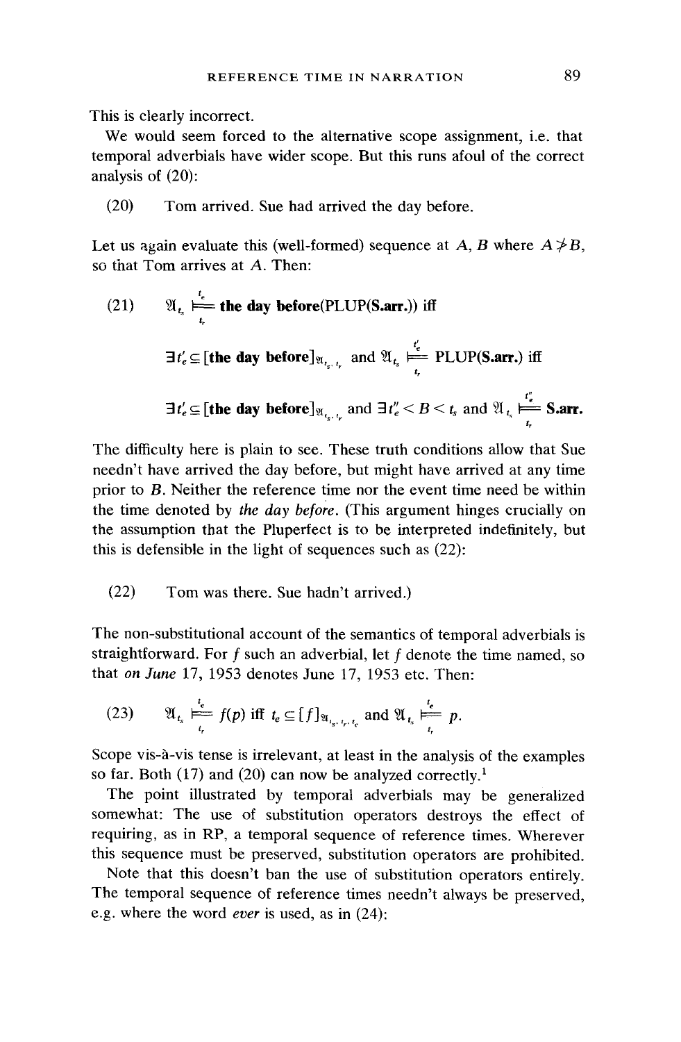This is clearly incorrect.

We would seem forced to the alternative scope assignment, i.e. that temporal adverbials have wider scope. But this runs afoul of the correct analysis of (20):

(20) Tom arrived. Sue had arrived the day before.

Let us again evaluate this (well-formed) sequence at $A$, $B$ where $A \not> B$, so that Tom arrives at $A$. Then:

(21) $\mathfrak{A}_{t_s} \overset{t_e}{\underset{t_r}{\models}}$ **the day before(PLUP(S.arr.))** iff

$\exists t'_e \subseteq [\textbf{the day before}]_{\mathfrak{A}_{t_s}, t_r}$ and $\mathfrak{A}_{t_s} \overset{t'_e}{\underset{t_r}{\models}}$ **PLUP(S.arr.)** iff

$\exists t'_e \subseteq [\textbf{the day before}]_{\mathfrak{A}_{t_s}, t_r}$ and $\exists t''_e < B < t_s$ and $\mathfrak{A}_{t_s} \overset{t''_e}{\underset{t_r}{\models}}$ **S.arr.**

The difficulty here is plain to see. These truth conditions allow that Sue needn't have arrived the day before, but might have arrived at any time prior to $B$. Neither the reference time nor the event time need be within the time denoted by *the day before*. (This argument hinges crucially on the assumption that the Pluperfect is to be interpreted indefinitely, but this is defensible in the light of sequences such as (22):

(22) Tom was there. Sue hadn't arrived.)

The non-substitutional account of the semantics of temporal adverbials is straightforward. For $f$ such an adverbial, let $f$ denote the time named, so that *on June* 17, 1953 denotes June 17, 1953 etc. Then:

(23) $\mathfrak{A}_{t_s} \overset{t_e}{\underset{t_r}{\models}} f(p)$ iff $t_e \subseteq [f]_{\mathfrak{A}_{t_s}, t_r, t_e}$ and $\mathfrak{A}_{t_s} \overset{t_e}{\underset{t_r}{\models}} p$.

Scope vis-à-vis tense is irrelevant, at least in the analysis of the examples so far. Both (17) and (20) can now be analyzed correctly.[1]

The point illustrated by temporal adverbials may be generalized somewhat: The use of substitution operators destroys the effect of requiring, as in RP, a temporal sequence of reference times. Wherever this sequence must be preserved, substitution operators are prohibited.

Note that this doesn't ban the use of substitution operators entirely. The temporal sequence of reference times needn't always be preserved, e.g. where the word *ever* is used, as in (24):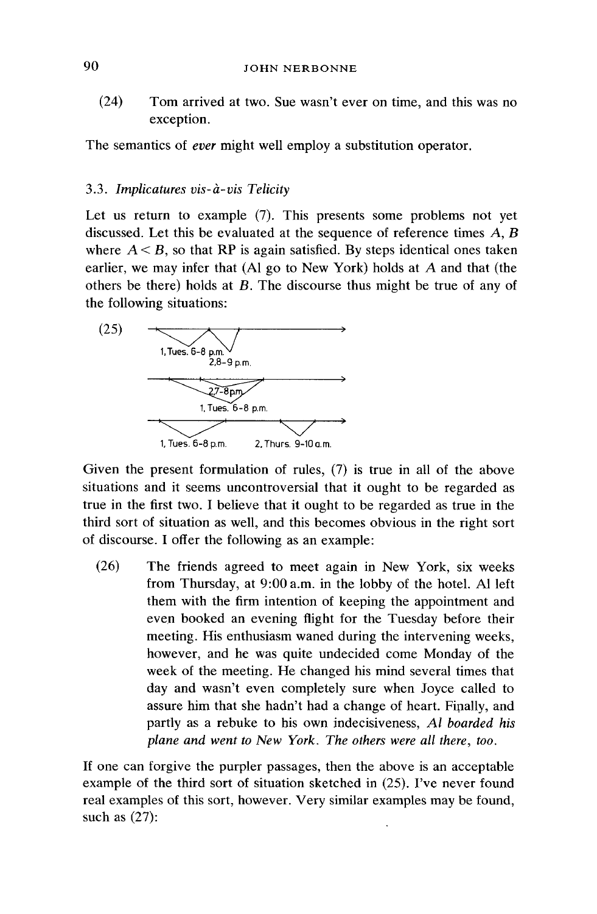(24) Tom arrived at two. Sue wasn't ever on time, and this was no exception.

The semantics of *ever* might well employ a substitution operator.

### 3.3. *Implicatures vis-à-vis Telicity*

Let us return to example (7). This presents some problems not yet discussed. Let this be evaluated at the sequence of reference times $A$, $B$ where $A < B$, so that RP is again satisfied. By steps identical ones taken earlier, we may infer that (Al go to New York) holds at $A$ and that (the others be there) holds at $B$. The discourse thus might be true of any of the following situations:

(25)

1, Tues. 6–8 p.m. / 2, 8–9 p.m.

2, 7–8 p.m. / 1, Tues. 6–8 p.m.

1, Tues. 6–8 p.m. / 2, Thurs. 9–10 a.m.

Given the present formulation of rules, (7) is true in all of the above situations and it seems uncontroversial that it ought to be regarded as true in the first two. I believe that it ought to be regarded as true in the third sort of situation as well, and this becomes obvious in the right sort of discourse. I offer the following as an example:

(26) The friends agreed to meet again in New York, six weeks from Thursday, at 9:00 a.m. in the lobby of the hotel. Al left them with the firm intention of keeping the appointment and even booked an evening flight for the Tuesday before their meeting. His enthusiasm waned during the intervening weeks, however, and he was quite undecided come Monday of the week of the meeting. He changed his mind several times that day and wasn't even completely sure when Joyce called to assure him that she hadn't had a change of heart. Finally, and partly as a rebuke to his own indecisiveness, *Al boarded his plane and went to New York. The others were all there, too.*

If one can forgive the purpler passages, then the above is an acceptable example of the third sort of situation sketched in (25). I've never found real examples of this sort, however. Very similar examples may be found, such as (27):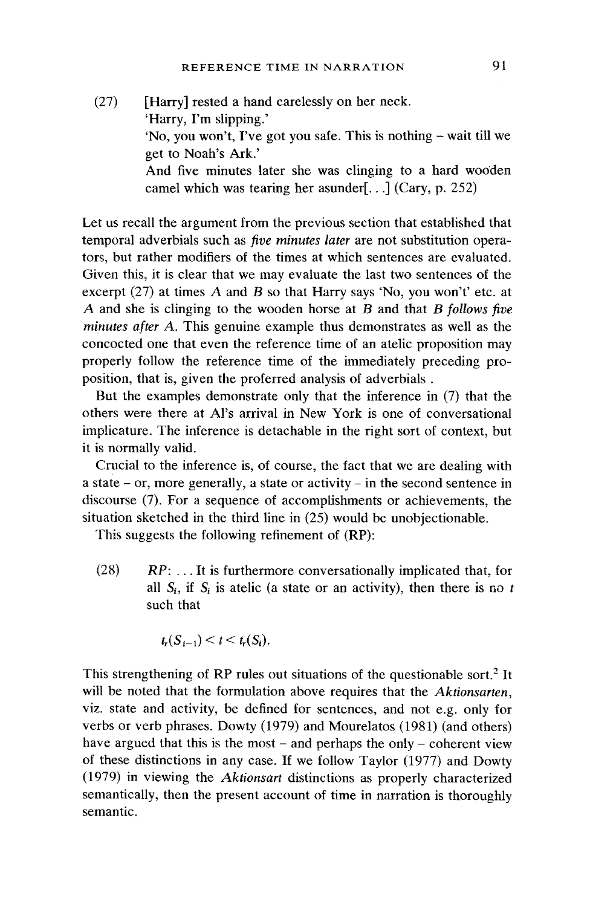(27) [Harry] rested a hand carelessly on her neck.
'Harry, I'm slipping.'
'No, you won't, I've got you safe. This is nothing – wait till we get to Noah's Ark.'
And five minutes later she was clinging to a hard wooden camel which was tearing her asunder[...] (Cary, p. 252)

Let us recall the argument from the previous section that established that temporal adverbials such as *five minutes later* are not substitution operators, but rather modifiers of the times at which sentences are evaluated. Given this, it is clear that we may evaluate the last two sentences of the excerpt (27) at times $A$ and $B$ so that Harry says 'No, you won't' etc. at $A$ and she is clinging to the wooden horse at $B$ and that *$B$ follows five minutes after $A$*. This genuine example thus demonstrates as well as the concocted one that even the reference time of an atelic proposition may properly follow the reference time of the immediately preceding proposition, that is, given the proferred analysis of adverbials .

But the examples demonstrate only that the inference in (7) that the others were there at Al's arrival in New York is one of conversational implicature. The inference is detachable in the right sort of context, but it is normally valid.

Crucial to the inference is, of course, the fact that we are dealing with a state – or, more generally, a state or activity – in the second sentence in discourse (7). For a sequence of accomplishments or achievements, the situation sketched in the third line in (25) would be unobjectionable.

This suggests the following refinement of (RP):

(28) *RP*: ... It is furthermore conversationally implicated that, for all $S_i$, if $S_i$ is atelic (a state or an activity), then there is no $t$ such that

$$t_r(S_{i-1}) < t < t_r(S_i).$$

This strengthening of RP rules out situations of the questionable sort.[2] It will be noted that the formulation above requires that the *Aktionsarten*, viz. state and activity, be defined for sentences, and not e.g. only for verbs or verb phrases. Dowty (1979) and Mourelatos (1981) (and others) have argued that this is the most – and perhaps the only – coherent view of these distinctions in any case. If we follow Taylor (1977) and Dowty (1979) in viewing the *Aktionsart* distinctions as properly characterized semantically, then the present account of time in narration is thoroughly semantic.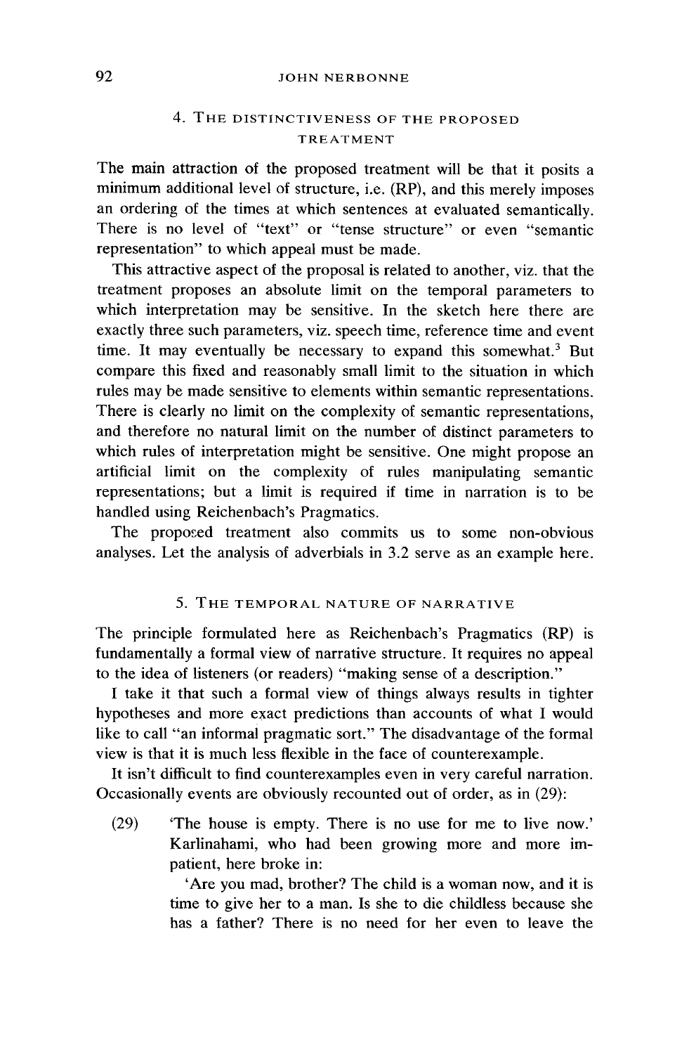## 4. The distinctiveness of the proposed treatment

The main attraction of the proposed treatment will be that it posits a minimum additional level of structure, i.e. (RP), and this merely imposes an ordering of the times at which sentences at evaluated semantically. There is no level of "text" or "tense structure" or even "semantic representation" to which appeal must be made.

This attractive aspect of the proposal is related to another, viz. that the treatment proposes an absolute limit on the temporal parameters to which interpretation may be sensitive. In the sketch here there are exactly three such parameters, viz. speech time, reference time and event time. It may eventually be necessary to expand this somewhat.[3] But compare this fixed and reasonably small limit to the situation in which rules may be made sensitive to elements within semantic representations. There is clearly no limit on the complexity of semantic representations, and therefore no natural limit on the number of distinct parameters to which rules of interpretation might be sensitive. One might propose an artificial limit on the complexity of rules manipulating semantic representations; but a limit is required if time in narration is to be handled using Reichenbach's Pragmatics.

The proposed treatment also commits us to some non-obvious analyses. Let the analysis of adverbials in 3.2 serve as an example here.

## 5. The temporal nature of narrative

The principle formulated here as Reichenbach's Pragmatics (RP) is fundamentally a formal view of narrative structure. It requires no appeal to the idea of listeners (or readers) "making sense of a description."

I take it that such a formal view of things always results in tighter hypotheses and more exact predictions than accounts of what I would like to call "an informal pragmatic sort." The disadvantage of the formal view is that it is much less flexible in the face of counterexample.

It isn't difficult to find counterexamples even in very careful narration. Occasionally events are obviously recounted out of order, as in (29):

(29) 'The house is empty. There is no use for me to live now.' Karlinahami, who had been growing more and more impatient, here broke in:

'Are you mad, brother? The child is a woman now, and it is time to give her to a man. Is she to die childless because she has a father? There is no need for her even to leave the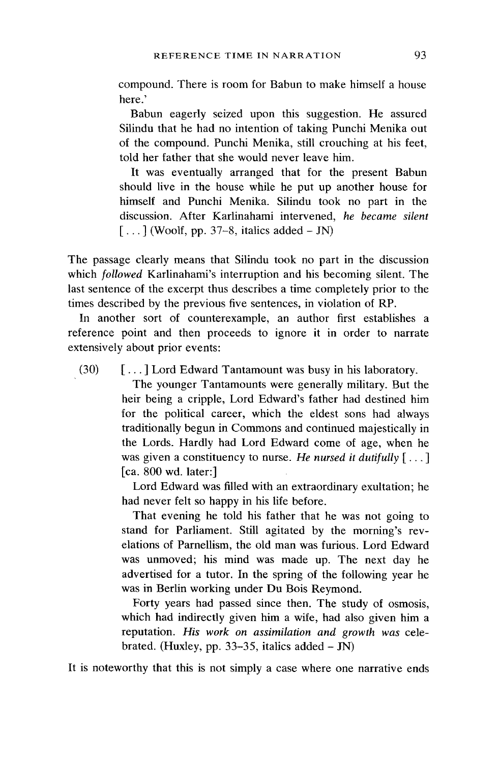compound. There is room for Babun to make himself a house here.'

Babun eagerly seized upon this suggestion. He assured Silindu that he had no intention of taking Punchi Menika out of the compound. Punchi Menika, still crouching at his feet, told her father that she would never leave him.

It was eventually arranged that for the present Babun should live in the house while he put up another house for himself and Punchi Menika. Silindu took no part in the discussion. After Karlinahami intervened, *he became silent* [ . . . ] (Woolf, pp. 37–8, italics added – JN)

The passage clearly means that Silindu took no part in the discussion which *followed* Karlinahami's interruption and his becoming silent. The last sentence of the excerpt thus describes a time completely prior to the times described by the previous five sentences, in violation of RP.

In another sort of counterexample, an author first establishes a reference point and then proceeds to ignore it in order to narrate extensively about prior events:

(30) [ . . . ] Lord Edward Tantamount was busy in his laboratory.

The younger Tantamounts were generally military. But the heir being a cripple, Lord Edward's father had destined him for the political career, which the eldest sons had always traditionally begun in Commons and continued majestically in the Lords. Hardly had Lord Edward come of age, when he was given a constituency to nurse. *He nursed it dutifully* [ . . . ] [ca. 800 wd. later:]

Lord Edward was filled with an extraordinary exultation; he had never felt so happy in his life before.

That evening he told his father that he was not going to stand for Parliament. Still agitated by the morning's revelations of Parnellism, the old man was furious. Lord Edward was unmoved; his mind was made up. The next day he advertised for a tutor. In the spring of the following year he was in Berlin working under Du Bois Reymond.

Forty years had passed since then. The study of osmosis, which had indirectly given him a wife, had also given him a reputation. *His work on assimilation and growth was* celebrated. (Huxley, pp. 33–35, italics added – JN)

It is noteworthy that this is not simply a case where one narrative ends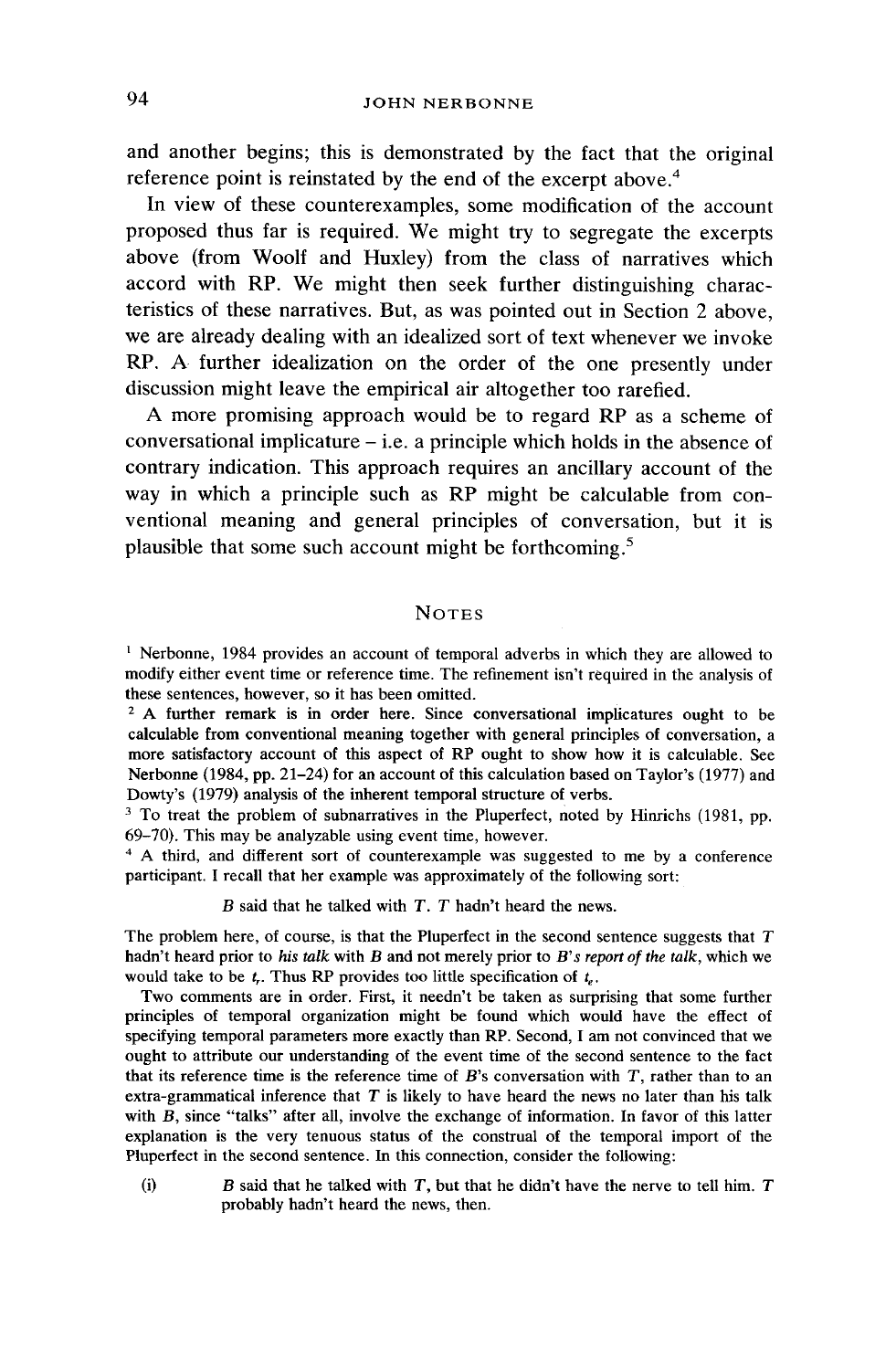and another begins; this is demonstrated by the fact that the original reference point is reinstated by the end of the excerpt above.[4]

In view of these counterexamples, some modification of the account proposed thus far is required. We might try to segregate the excerpts above (from Woolf and Huxley) from the class of narratives which accord with RP. We might then seek further distinguishing characteristics of these narratives. But, as was pointed out in Section 2 above, we are already dealing with an idealized sort of text whenever we invoke RP. A further idealization on the order of the one presently under discussion might leave the empirical air altogether too rarefied.

A more promising approach would be to regard RP as a scheme of conversational implicature – i.e. a principle which holds in the absence of contrary indication. This approach requires an ancillary account of the way in which a principle such as RP might be calculable from conventional meaning and general principles of conversation, but it is plausible that some such account might be forthcoming.[5]

## NOTES

[1] Nerbonne, 1984 provides an account of temporal adverbs in which they are allowed to modify either event time or reference time. The refinement isn't required in the analysis of these sentences, however, so it has been omitted.

[2] A further remark is in order here. Since conversational implicatures ought to be calculable from conventional meaning together with general principles of conversation, a more satisfactory account of this aspect of RP ought to show how it is calculable. See Nerbonne (1984, pp. 21–24) for an account of this calculation based on Taylor's (1977) and Dowty's (1979) analysis of the inherent temporal structure of verbs.

[3] To treat the problem of subnarratives in the Pluperfect, noted by Hinrichs (1981, pp. 69–70). This may be analyzable using event time, however.

[4] A third, and different sort of counterexample was suggested to me by a conference participant. I recall that her example was approximately of the following sort:

> *B* said that he talked with *T*. *T* hadn't heard the news.

The problem here, of course, is that the Pluperfect in the second sentence suggests that *T* hadn't heard prior to *his talk* with *B* and not merely prior to *B's report of the talk*, which we would take to be $t_r$. Thus RP provides too little specification of $t_e$.

Two comments are in order. First, it needn't be taken as surprising that some further principles of temporal organization might be found which would have the effect of specifying temporal parameters more exactly than RP. Second, I am not convinced that we ought to attribute our understanding of the event time of the second sentence to the fact that its reference time is the reference time of *B*'s conversation with *T*, rather than to an extra-grammatical inference that *T* is likely to have heard the news no later than his talk with *B*, since "talks" after all, involve the exchange of information. In favor of this latter explanation is the very tenuous status of the construal of the temporal import of the Pluperfect in the second sentence. In this connection, consider the following:

(i) *B* said that he talked with *T*, but that he didn't have the nerve to tell him. *T* probably hadn't heard the news, then.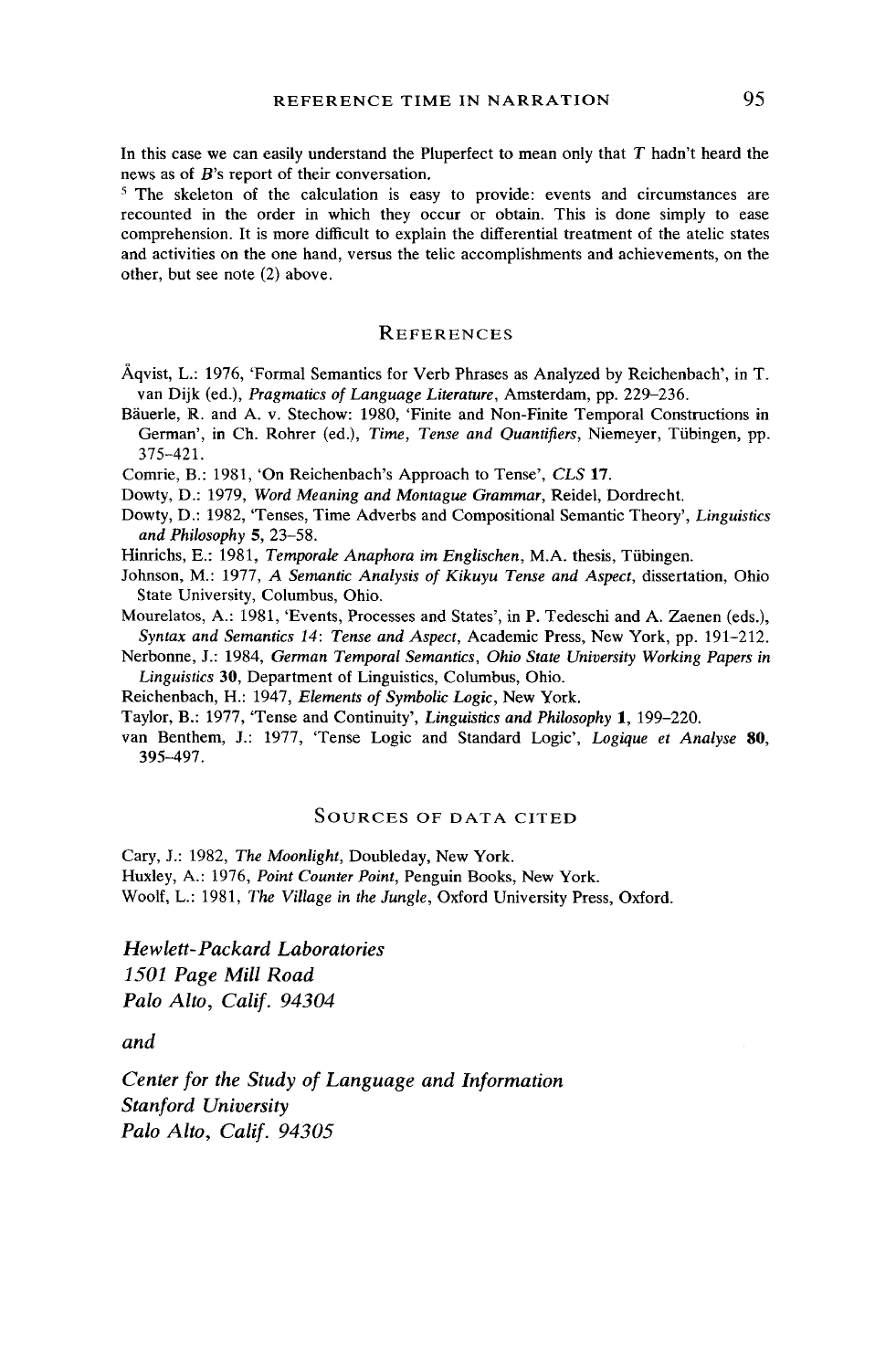In this case we can easily understand the Pluperfect to mean only that *T* hadn't heard the news as of *B*'s report of their conversation.

[5] The skeleton of the calculation is easy to provide: events and circumstances are recounted in the order in which they occur or obtain. This is done simply to ease comprehension. It is more difficult to explain the differential treatment of the atelic states and activities on the one hand, versus the telic accomplishments and achievements, on the other, but see note (2) above.

## References

Åqvist, L.: 1976, 'Formal Semantics for Verb Phrases as Analyzed by Reichenbach', in T. van Dijk (ed.), *Pragmatics of Language Literature*, Amsterdam, pp. 229–236.

Bäuerle, R. and A. v. Stechow: 1980, 'Finite and Non-Finite Temporal Constructions in German', in Ch. Rohrer (ed.), *Time, Tense and Quantifiers*, Niemeyer, Tübingen, pp. 375–421.

Comrie, B.: 1981, 'On Reichenbach's Approach to Tense', *CLS* **17**.

Dowty, D.: 1979, *Word Meaning and Montague Grammar*, Reidel, Dordrecht.

Dowty, D.: 1982, 'Tenses, Time Adverbs and Compositional Semantic Theory', *Linguistics and Philosophy* **5**, 23–58.

Hinrichs, E.: 1981, *Temporale Anaphora im Englischen*, M.A. thesis, Tübingen.

Johnson, M.: 1977, *A Semantic Analysis of Kikuyu Tense and Aspect*, dissertation, Ohio State University, Columbus, Ohio.

Mourelatos, A.: 1981, 'Events, Processes and States', in P. Tedeschi and A. Zaenen (eds.), *Syntax and Semantics 14: Tense and Aspect*, Academic Press, New York, pp. 191–212.

Nerbonne, J.: 1984, *German Temporal Semantics*, *Ohio State University Working Papers in Linguistics* **30**, Department of Linguistics, Columbus, Ohio.

Reichenbach, H.: 1947, *Elements of Symbolic Logic*, New York.

Taylor, B.: 1977, 'Tense and Continuity', *Linguistics and Philosophy* **1**, 199–220.

van Benthem, J.: 1977, 'Tense Logic and Standard Logic', *Logique et Analyse* **80**, 395–497.

## Sources of Data Cited

Cary, J.: 1982, *The Moonlight*, Doubleday, New York.

Huxley, A.: 1976, *Point Counter Point*, Penguin Books, New York.

Woolf, L.: 1981, *The Village in the Jungle*, Oxford University Press, Oxford.

*Hewlett-Packard Laboratories*
*1501 Page Mill Road*
*Palo Alto, Calif. 94304*

*and*

*Center for the Study of Language and Information*
*Stanford University*
*Palo Alto, Calif. 94305*